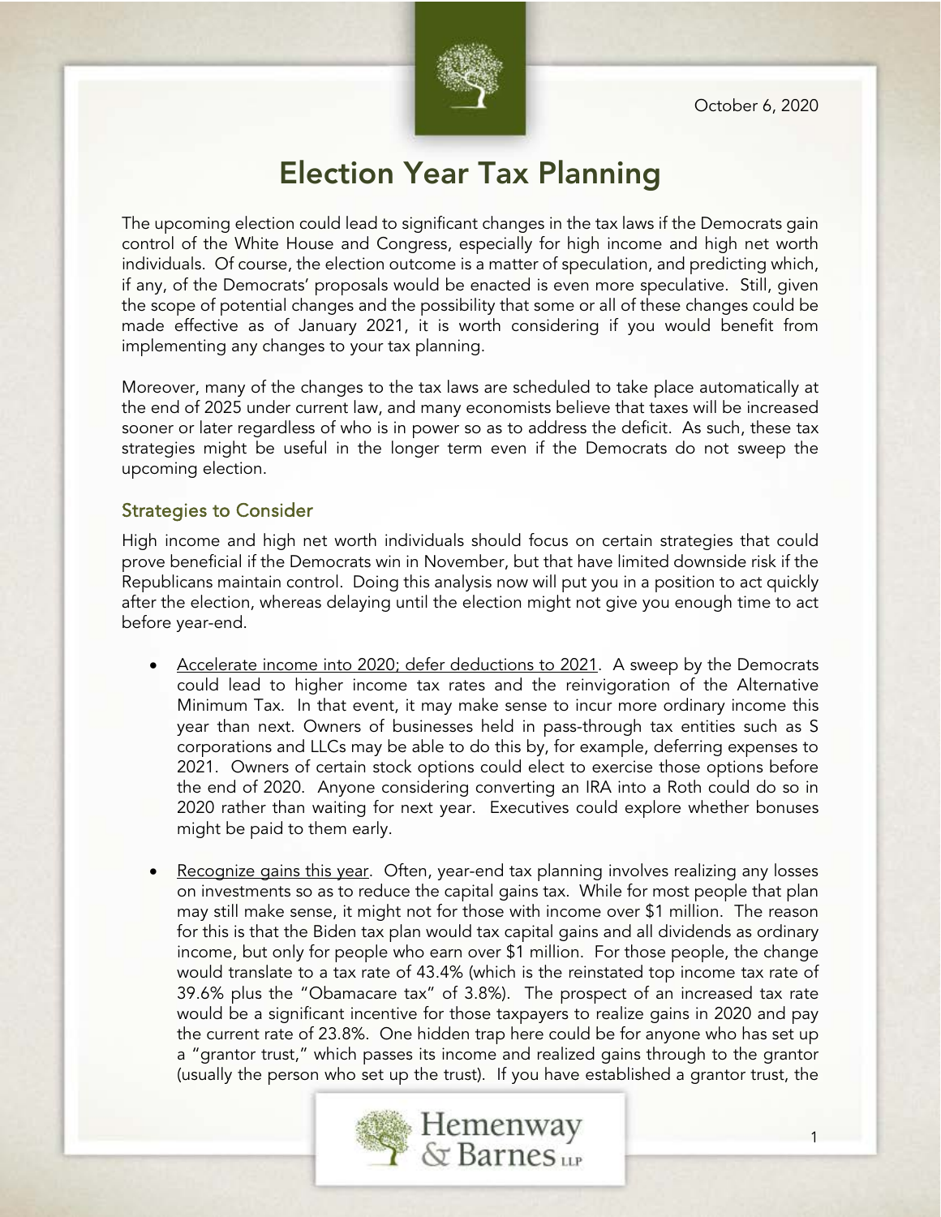October 6, 2020

# Election Year Tax Planning

The upcoming election could lead to significant changes in the tax laws if the Democrats gain control of the White House and Congress, especially for high income and high net worth individuals. Of course, the election outcome is a matter of speculation, and predicting which, if any, of the Democrats' proposals would be enacted is even more speculative. Still, given the scope of potential changes and the possibility that some or all of these changes could be made effective as of January 2021, it is worth considering if you would benefit from implementing any changes to your tax planning.

Moreover, many of the changes to the tax laws are scheduled to take place automatically at the end of 2025 under current law, and many economists believe that taxes will be increased sooner or later regardless of who is in power so as to address the deficit. As such, these tax strategies might be useful in the longer term even if the Democrats do not sweep the upcoming election.

## Strategies to Consider

High income and high net worth individuals should focus on certain strategies that could prove beneficial if the Democrats win in November, but that have limited downside risk if the Republicans maintain control. Doing this analysis now will put you in a position to act quickly after the election, whereas delaying until the election might not give you enough time to act before year-end.

- Accelerate income into 2020; defer deductions to 2021. A sweep by the Democrats could lead to higher income tax rates and the reinvigoration of the Alternative Minimum Tax. In that event, it may make sense to incur more ordinary income this year than next. Owners of businesses held in pass-through tax entities such as S corporations and LLCs may be able to do this by, for example, deferring expenses to 2021. Owners of certain stock options could elect to exercise those options before the end of 2020. Anyone considering converting an IRA into a Roth could do so in 2020 rather than waiting for next year. Executives could explore whether bonuses might be paid to them early.

- Recognize gains this year. Often, year-end tax planning involves realizing any losses on investments so as to reduce the capital gains tax. While for most people that plan may still make sense, it might not for those with income over $1 million. The reason for this is that the Biden tax plan would tax capital gains and all dividends as ordinary income, but only for people who earn over $1 million. For those people, the change would translate to a tax rate of 43.4% (which is the reinstated top income tax rate of 39.6% plus the "Obamacare tax" of 3.8%). The prospect of an increased tax rate would be a significant incentive for those taxpayers to realize gains in 2020 and pay the current rate of 23.8%. One hidden trap here could be for anyone who has set up a "grantor trust," which passes its income and realized gains through to the grantor (usually the person who set up the trust). If you have established a grantor trust, the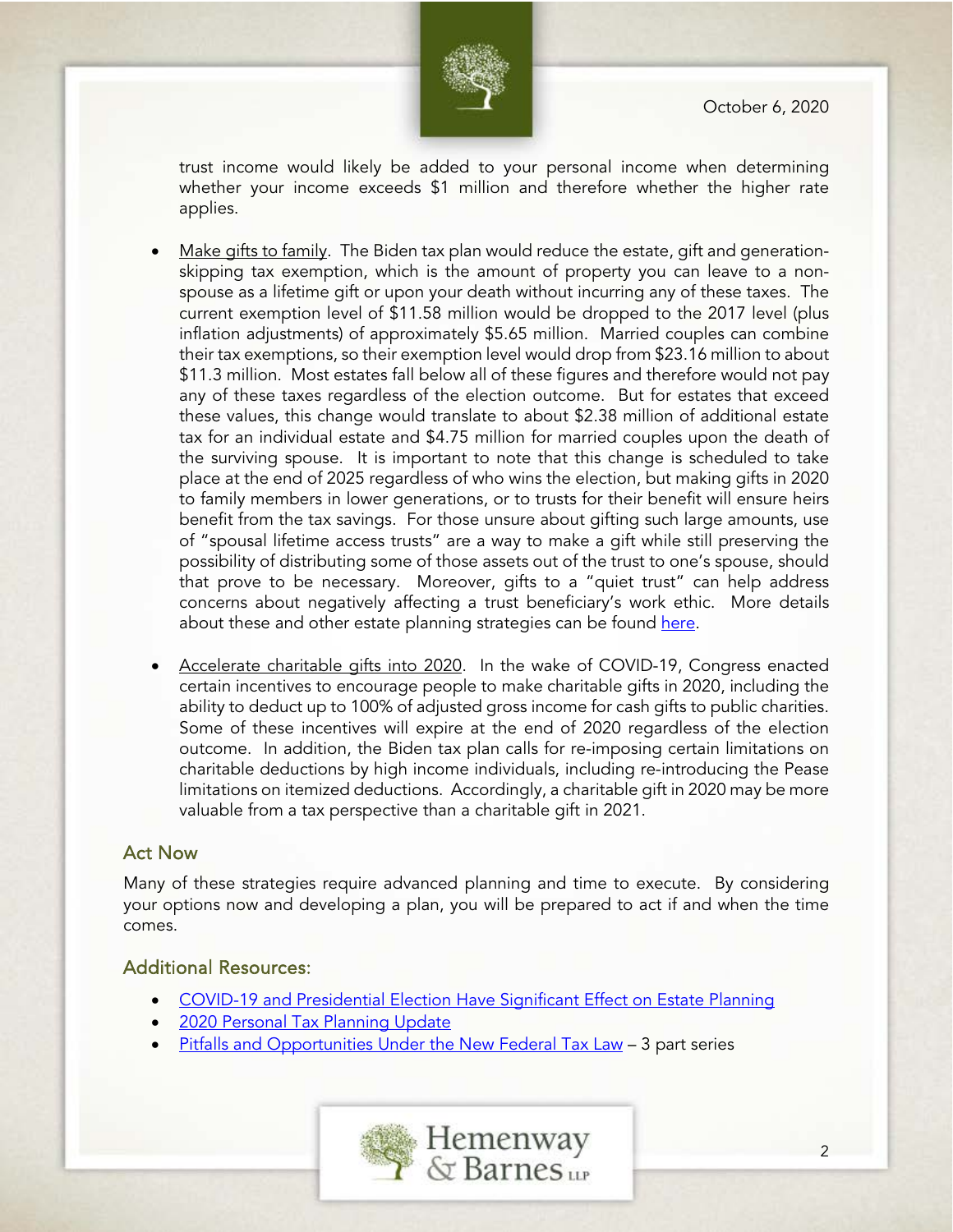trust income would likely be added to your personal income when determining whether your income exceeds $1 million and therefore whether the higher rate applies.

- Make gifts to family. The Biden tax plan would reduce the estate, gift and generation-skipping tax exemption, which is the amount of property you can leave to a non-spouse as a lifetime gift or upon your death without incurring any of these taxes. The current exemption level of $11.58 million would be dropped to the 2017 level (plus inflation adjustments) of approximately $5.65 million. Married couples can combine their tax exemptions, so their exemption level would drop from $23.16 million to about $11.3 million. Most estates fall below all of these figures and therefore would not pay any of these taxes regardless of the election outcome. But for estates that exceed these values, this change would translate to about $2.38 million of additional estate tax for an individual estate and $4.75 million for married couples upon the death of the surviving spouse. It is important to note that this change is scheduled to take place at the end of 2025 regardless of who wins the election, but making gifts in 2020 to family members in lower generations, or to trusts for their benefit will ensure heirs benefit from the tax savings. For those unsure about gifting such large amounts, use of "spousal lifetime access trusts" are a way to make a gift while still preserving the possibility of distributing some of those assets out of the trust to one's spouse, should that prove to be necessary. Moreover, gifts to a "quiet trust" can help address concerns about negatively affecting a trust beneficiary's work ethic. More details about these and other estate planning strategies can be found here.

- Accelerate charitable gifts into 2020. In the wake of COVID-19, Congress enacted certain incentives to encourage people to make charitable gifts in 2020, including the ability to deduct up to 100% of adjusted gross income for cash gifts to public charities. Some of these incentives will expire at the end of 2020 regardless of the election outcome. In addition, the Biden tax plan calls for re-imposing certain limitations on charitable deductions by high income individuals, including re-introducing the Pease limitations on itemized deductions. Accordingly, a charitable gift in 2020 may be more valuable from a tax perspective than a charitable gift in 2021.

## Act Now

Many of these strategies require advanced planning and time to execute. By considering your options now and developing a plan, you will be prepared to act if and when the time comes.

## Additional Resources:

- COVID-19 and Presidential Election Have Significant Effect on Estate Planning
- 2020 Personal Tax Planning Update
- Pitfalls and Opportunities Under the New Federal Tax Law – 3 part series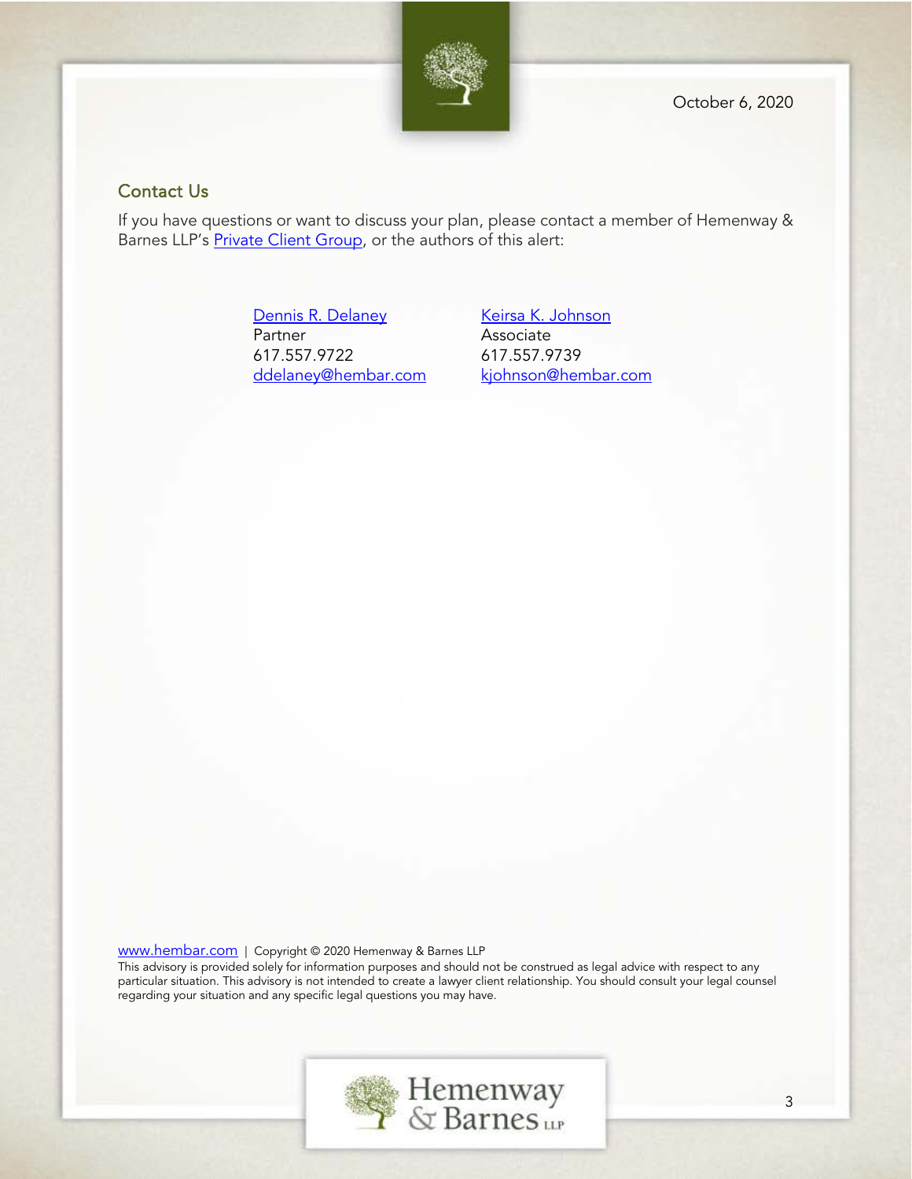## Contact Us

If you have questions or want to discuss your plan, please contact a member of Hemenway & Barnes LLP's Private Client Group, or the authors of this alert:

| | |
|---|---|
| Dennis R. Delaney | Keirsa K. Johnson |
| Partner | Associate |
| 617.557.9722 | 617.557.9739 |
| ddelaney@hembar.com | kjohnson@hembar.com |

www.hembar.com | Copyright © 2020 Hemenway & Barnes LLP

This advisory is provided solely for information purposes and should not be construed as legal advice with respect to any particular situation. This advisory is not intended to create a lawyer client relationship. You should consult your legal counsel regarding your situation and any specific legal questions you may have.